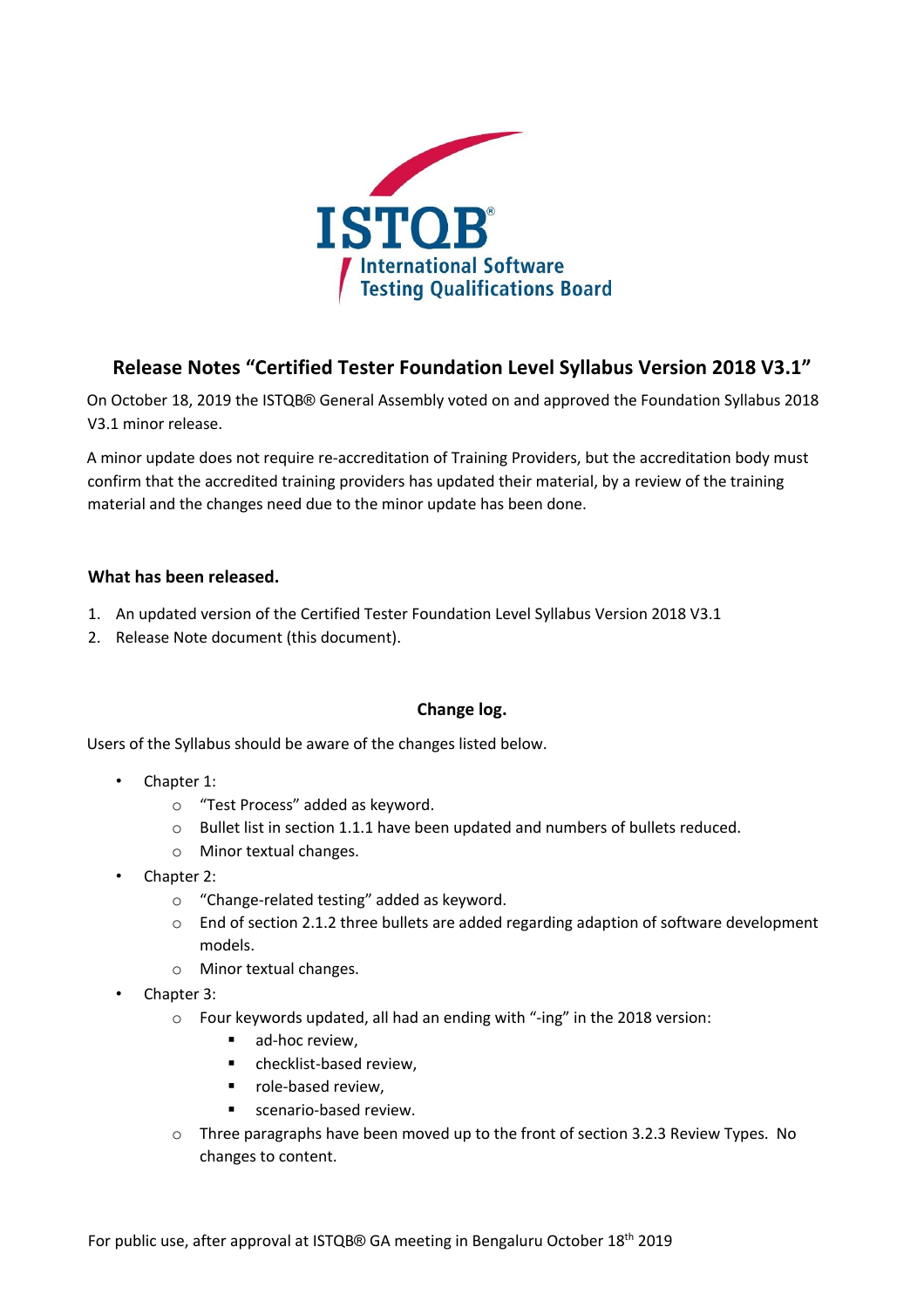# Release Notes "Certified Tester Foundation Level Syllabus Version 2018 V3.1"

On October 18, 2019 the ISTQB® General Assembly voted on and approved the Foundation Syllabus 2018 V3.1 minor release.

A minor update does not require re-accreditation of Training Providers, but the accreditation body must confirm that the accredited training providers has updated their material, by a review of the training material and the changes need due to the minor update has been done.

### What has been released.

1. An updated version of the Certified Tester Foundation Level Syllabus Version 2018 V3.1
2. Release Note document (this document).

## Change log.

Users of the Syllabus should be aware of the changes listed below.

- Chapter 1:
  - "Test Process" added as keyword.
  - Bullet list in section 1.1.1 have been updated and numbers of bullets reduced.
  - Minor textual changes.
- Chapter 2:
  - "Change-related testing" added as keyword.
  - End of section 2.1.2 three bullets are added regarding adaption of software development models.
  - Minor textual changes.
- Chapter 3:
  - Four keywords updated, all had an ending with "-ing" in the 2018 version:
    - ad-hoc review,
    - checklist-based review,
    - role-based review,
    - scenario-based review.
  - Three paragraphs have been moved up to the front of section 3.2.3 Review Types. No changes to content.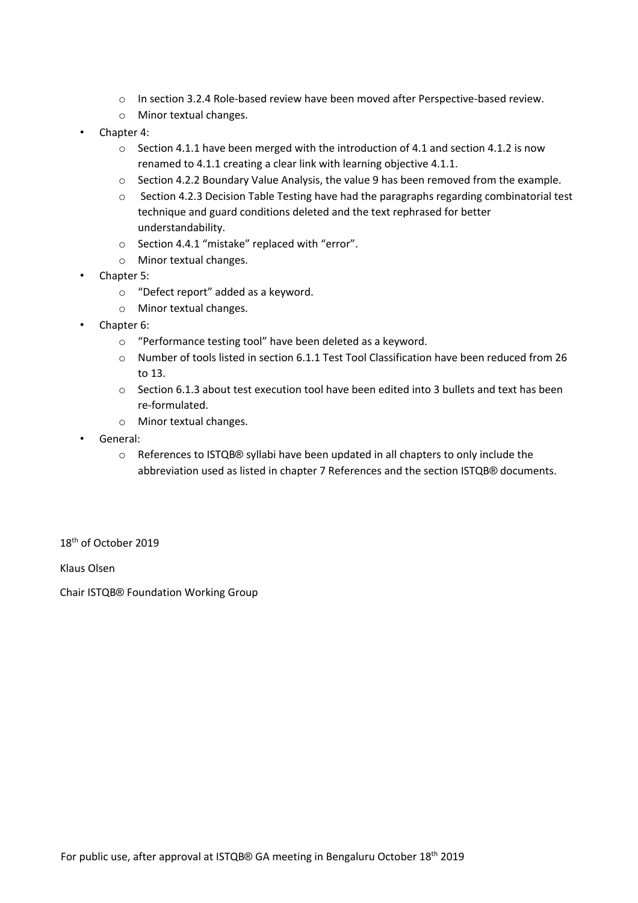- In section 3.2.4 Role-based review have been moved after Perspective-based review.
  - Minor textual changes.
- Chapter 4:
  - Section 4.1.1 have been merged with the introduction of 4.1 and section 4.1.2 is now renamed to 4.1.1 creating a clear link with learning objective 4.1.1.
  - Section 4.2.2 Boundary Value Analysis, the value 9 has been removed from the example.
  - Section 4.2.3 Decision Table Testing have had the paragraphs regarding combinatorial test technique and guard conditions deleted and the text rephrased for better understandability.
  - Section 4.4.1 "mistake" replaced with "error".
  - Minor textual changes.
- Chapter 5:
  - "Defect report" added as a keyword.
  - Minor textual changes.
- Chapter 6:
  - "Performance testing tool" have been deleted as a keyword.
  - Number of tools listed in section 6.1.1 Test Tool Classification have been reduced from 26 to 13.
  - Section 6.1.3 about test execution tool have been edited into 3 bullets and text has been re-formulated.
  - Minor textual changes.
- General:
  - References to ISTQB® syllabi have been updated in all chapters to only include the abbreviation used as listed in chapter 7 References and the section ISTQB® documents.

18th of October 2019

Klaus Olsen

Chair ISTQB® Foundation Working Group

For public use, after approval at ISTQB® GA meeting in Bengaluru October 18th 2019